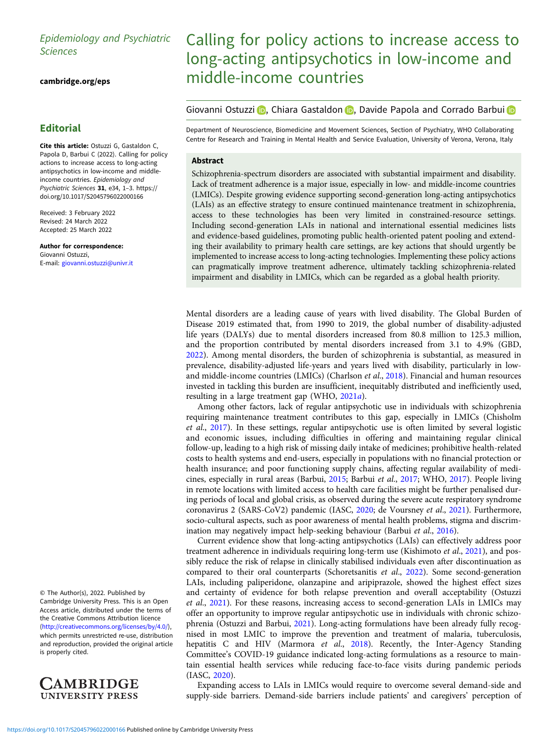Epidemiology and Psychiatric Sciences

cambridge.org/eps

## Editorial

**Cite this article:** Ostuzzi G, Gastaldon C, Papola D, Barbui C (2022). Calling for policy actions to increase access to long-acting antipsychotics in low-income and middle-income countries. *Epidemiology and Psychiatric Sciences* **31**, e34, 1–3. https://doi.org/10.1017/S2045796022000166

Received: 3 February 2022
Revised: 24 March 2022
Accepted: 25 March 2022

**Author for correspondence:**
Giovanni Ostuzzi,
E-mail: giovanni.ostuzzi@univr.it

© The Author(s), 2022. Published by Cambridge University Press. This is an Open Access article, distributed under the terms of the Creative Commons Attribution licence (http://creativecommons.org/licenses/by/4.0/), which permits unrestricted re-use, distribution and reproduction, provided the original article is properly cited.

# Calling for policy actions to increase access to long-acting antipsychotics in low-income and middle-income countries

Giovanni Ostuzzi, Chiara Gastaldon, Davide Papola and Corrado Barbui

Department of Neuroscience, Biomedicine and Movement Sciences, Section of Psychiatry, WHO Collaborating Centre for Research and Training in Mental Health and Service Evaluation, University of Verona, Verona, Italy

### Abstract

Schizophrenia-spectrum disorders are associated with substantial impairment and disability. Lack of treatment adherence is a major issue, especially in low- and middle-income countries (LMICs). Despite growing evidence supporting second-generation long-acting antipsychotics (LAIs) as an effective strategy to ensure continued maintenance treatment in schizophrenia, access to these technologies has been very limited in constrained-resource settings. Including second-generation LAIs in national and international essential medicines lists and evidence-based guidelines, promoting public health-oriented patent pooling and extending their availability to primary health care settings, are key actions that should urgently be implemented to increase access to long-acting technologies. Implementing these policy actions can pragmatically improve treatment adherence, ultimately tackling schizophrenia-related impairment and disability in LMICs, which can be regarded as a global health priority.

Mental disorders are a leading cause of years with lived disability. The Global Burden of Disease 2019 estimated that, from 1990 to 2019, the global number of disability-adjusted life years (DALYs) due to mental disorders increased from 80.8 million to 125.3 million, and the proportion contributed by mental disorders increased from 3.1 to 4.9% (GBD, 2022). Among mental disorders, the burden of schizophrenia is substantial, as measured in prevalence, disability-adjusted life-years and years lived with disability, particularly in low- and middle-income countries (LMICs) (Charlson *et al.*, 2018). Financial and human resources invested in tackling this burden are insufficient, inequitably distributed and inefficiently used, resulting in a large treatment gap (WHO, 2021*a*).

Among other factors, lack of regular antipsychotic use in individuals with schizophrenia requiring maintenance treatment contributes to this gap, especially in LMICs (Chisholm *et al.*, 2017). In these settings, regular antipsychotic use is often limited by several logistic and economic issues, including difficulties in offering and maintaining regular clinical follow-up, leading to a high risk of missing daily intake of medicines; prohibitive health-related costs to health systems and end-users, especially in populations with no financial protection or health insurance; and poor functioning supply chains, affecting regular availability of medicines, especially in rural areas (Barbui, 2015; Barbui *et al.*, 2017; WHO, 2017). People living in remote locations with limited access to health care facilities might be further penalised during periods of local and global crisis, as observed during the severe acute respiratory syndrome coronavirus 2 (SARS-CoV2) pandemic (IASC, 2020; de Voursney *et al.*, 2021). Furthermore, socio-cultural aspects, such as poor awareness of mental health problems, stigma and discrimination may negatively impact help-seeking behaviour (Barbui *et al.*, 2016).

Current evidence show that long-acting antipsychotics (LAIs) can effectively address poor treatment adherence in individuals requiring long-term use (Kishimoto *et al.*, 2021), and possibly reduce the risk of relapse in clinically stabilised individuals even after discontinuation as compared to their oral counterparts (Schoretsanitis *et al.*, 2022). Some second-generation LAIs, including paliperidone, olanzapine and aripiprazole, showed the highest effect sizes and certainty of evidence for both relapse prevention and overall acceptability (Ostuzzi *et al.*, 2021). For these reasons, increasing access to second-generation LAIs in LMICs may offer an opportunity to improve regular antipsychotic use in individuals with chronic schizophrenia (Ostuzzi and Barbui, 2021). Long-acting formulations have been already fully recognised in most LMIC to improve the prevention and treatment of malaria, tuberculosis, hepatitis C and HIV (Marmora *et al.*, 2018). Recently, the Inter-Agency Standing Committee's COVID-19 guidance indicated long-acting formulations as a resource to maintain essential health services while reducing face-to-face visits during pandemic periods (IASC, 2020).

Expanding access to LAIs in LMICs would require to overcome several demand-side and supply-side barriers. Demand-side barriers include patients' and caregivers' perception of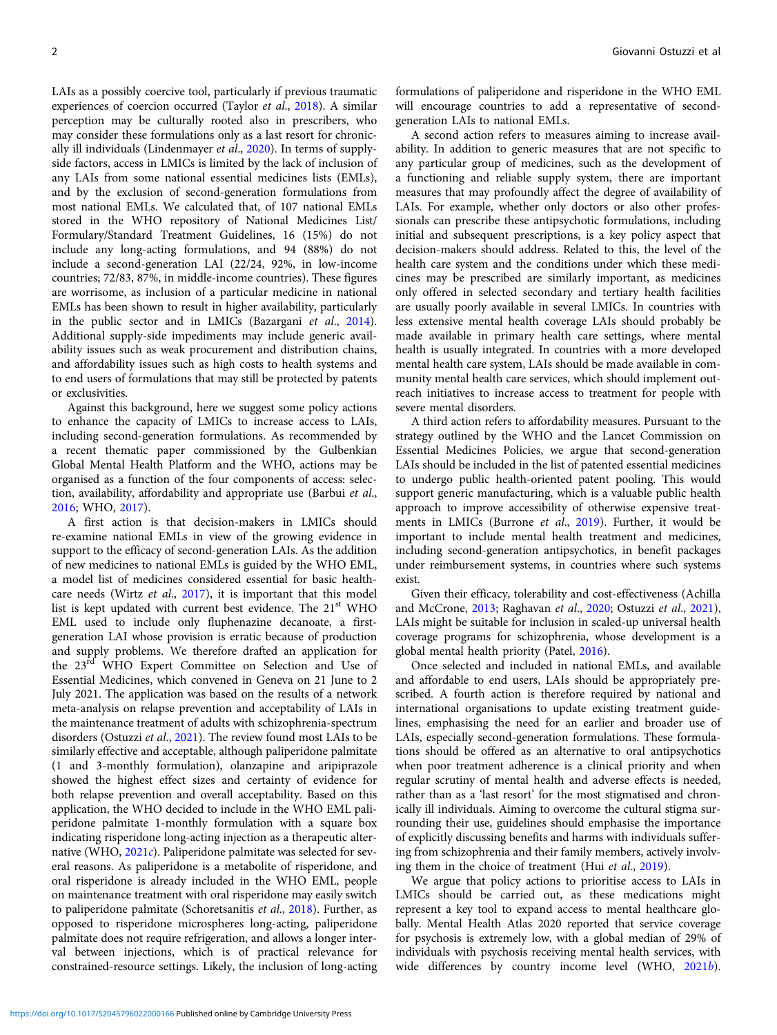LAIs as a possibly coercive tool, particularly if previous traumatic experiences of coercion occurred (Taylor *et al.*, 2018). A similar perception may be culturally rooted also in prescribers, who may consider these formulations only as a last resort for chronically ill individuals (Lindenmayer *et al.*, 2020). In terms of supply-side factors, access in LMICs is limited by the lack of inclusion of any LAIs from some national essential medicines lists (EMLs), and by the exclusion of second-generation formulations from most national EMLs. We calculated that, of 107 national EMLs stored in the WHO repository of National Medicines List/Formulary/Standard Treatment Guidelines, 16 (15%) do not include any long-acting formulations, and 94 (88%) do not include a second-generation LAI (22/24, 92%, in low-income countries; 72/83, 87%, in middle-income countries). These figures are worrisome, as inclusion of a particular medicine in national EMLs has been shown to result in higher availability, particularly in the public sector and in LMICs (Bazargani *et al.*, 2014). Additional supply-side impediments may include generic availability issues such as weak procurement and distribution chains, and affordability issues such as high costs to health systems and to end users of formulations that may still be protected by patents or exclusivities.

Against this background, here we suggest some policy actions to enhance the capacity of LMICs to increase access to LAIs, including second-generation formulations. As recommended by a recent thematic paper commissioned by the Gulbenkian Global Mental Health Platform and the WHO, actions may be organised as a function of the four components of access: selection, availability, affordability and appropriate use (Barbui *et al.*, 2016; WHO, 2017).

A first action is that decision-makers in LMICs should re-examine national EMLs in view of the growing evidence in support to the efficacy of second-generation LAIs. As the addition of new medicines to national EMLs is guided by the WHO EML, a model list of medicines considered essential for basic health-care needs (Wirtz *et al.*, 2017), it is important that this model list is kept updated with current best evidence. The 21st WHO EML used to include only fluphenazine decanoate, a first-generation LAI whose provision is erratic because of production and supply problems. We therefore drafted an application for the 23rd WHO Expert Committee on Selection and Use of Essential Medicines, which convened in Geneva on 21 June to 2 July 2021. The application was based on the results of a network meta-analysis on relapse prevention and acceptability of LAIs in the maintenance treatment of adults with schizophrenia-spectrum disorders (Ostuzzi *et al.*, 2021). The review found most LAIs to be similarly effective and acceptable, although paliperidone palmitate (1 and 3-monthly formulation), olanzapine and aripiprazole showed the highest effect sizes and certainty of evidence for both relapse prevention and overall acceptability. Based on this application, the WHO decided to include in the WHO EML paliperidone palmitate 1-monthly formulation with a square box indicating risperidone long-acting injection as a therapeutic alternative (WHO, 2021*c*). Paliperidone palmitate was selected for several reasons. As paliperidone is a metabolite of risperidone, and oral risperidone is already included in the WHO EML, people on maintenance treatment with oral risperidone may easily switch to paliperidone palmitate (Schoretsanitis *et al.*, 2018). Further, as opposed to risperidone microspheres long-acting, paliperidone palmitate does not require refrigeration, and allows a longer interval between injections, which is of practical relevance for constrained-resource settings. Likely, the inclusion of long-acting formulations of paliperidone and risperidone in the WHO EML will encourage countries to add a representative of second-generation LAIs to national EMLs.

A second action refers to measures aiming to increase availability. In addition to generic measures that are not specific to any particular group of medicines, such as the development of a functioning and reliable supply system, there are important measures that may profoundly affect the degree of availability of LAIs. For example, whether only doctors or also other professionals can prescribe these antipsychotic formulations, including initial and subsequent prescriptions, is a key policy aspect that decision-makers should address. Related to this, the level of the health care system and the conditions under which these medicines may be prescribed are similarly important, as medicines only offered in selected secondary and tertiary health facilities are usually poorly available in several LMICs. In countries with less extensive mental health coverage LAIs should probably be made available in primary health care settings, where mental health is usually integrated. In countries with a more developed mental health care system, LAIs should be made available in community mental health care services, which should implement outreach initiatives to increase access to treatment for people with severe mental disorders.

A third action refers to affordability measures. Pursuant to the strategy outlined by the WHO and the Lancet Commission on Essential Medicines Policies, we argue that second-generation LAIs should be included in the list of patented essential medicines to undergo public health-oriented patent pooling. This would support generic manufacturing, which is a valuable public health approach to improve accessibility of otherwise expensive treatments in LMICs (Burrone *et al.*, 2019). Further, it would be important to include mental health treatment and medicines, including second-generation antipsychotics, in benefit packages under reimbursement systems, in countries where such systems exist.

Given their efficacy, tolerability and cost-effectiveness (Achilla and McCrone, 2013; Raghavan *et al.*, 2020; Ostuzzi *et al.*, 2021), LAIs might be suitable for inclusion in scaled-up universal health coverage programs for schizophrenia, whose development is a global mental health priority (Patel, 2016).

Once selected and included in national EMLs, and available and affordable to end users, LAIs should be appropriately prescribed. A fourth action is therefore required by national and international organisations to update existing treatment guidelines, emphasising the need for an earlier and broader use of LAIs, especially second-generation formulations. These formulations should be offered as an alternative to oral antipsychotics when poor treatment adherence is a clinical priority and when regular scrutiny of mental health and adverse effects is needed, rather than as a 'last resort' for the most stigmatised and chronically ill individuals. Aiming to overcome the cultural stigma surrounding their use, guidelines should emphasise the importance of explicitly discussing benefits and harms with individuals suffering from schizophrenia and their family members, actively involving them in the choice of treatment (Hui *et al.*, 2019).

We argue that policy actions to prioritise access to LAIs in LMICs should be carried out, as these medications might represent a key tool to expand access to mental healthcare globally. Mental Health Atlas 2020 reported that service coverage for psychosis is extremely low, with a global median of 29% of individuals with psychosis receiving mental health services, with wide differences by country income level (WHO, 2021*b*).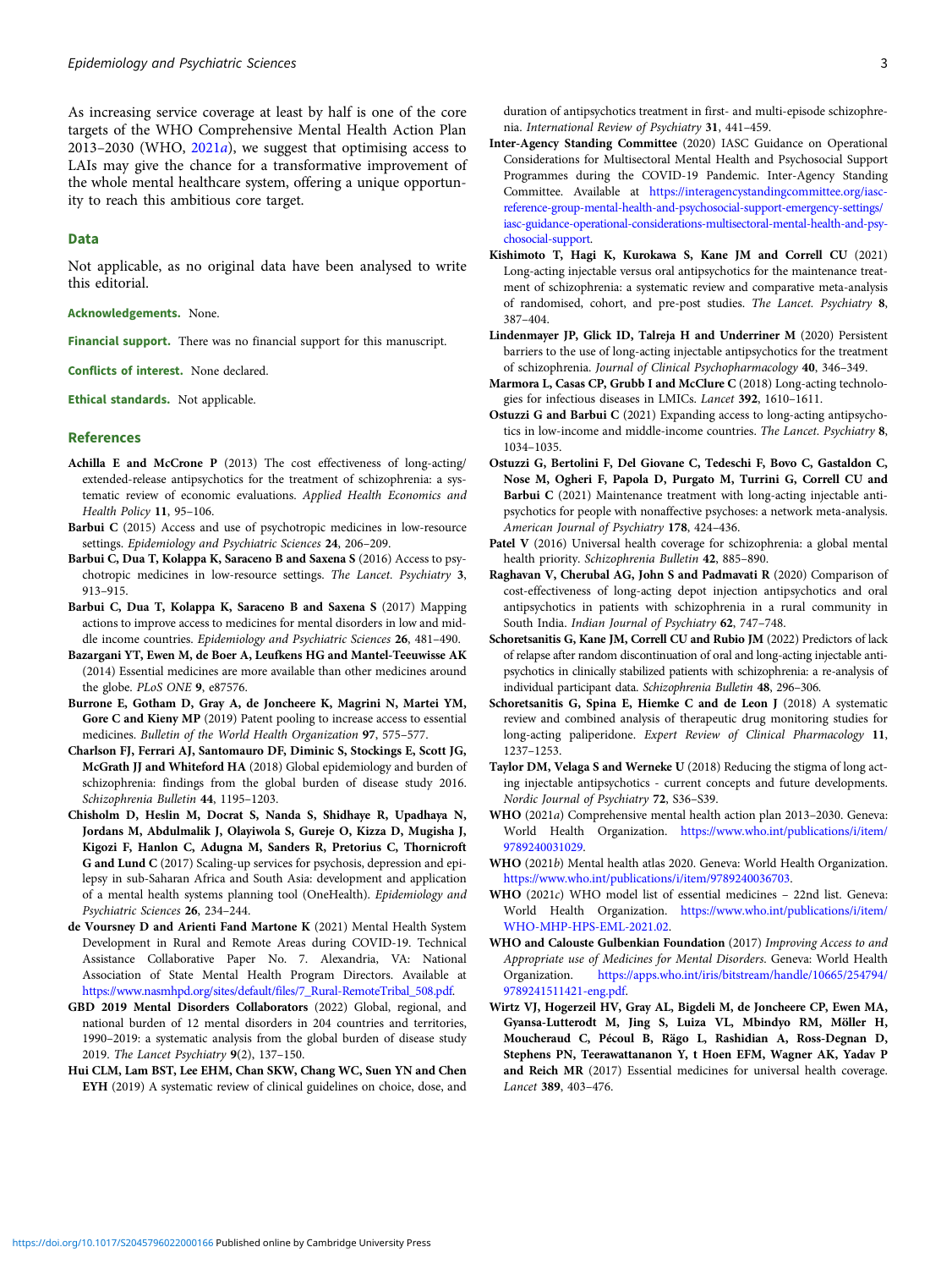As increasing service coverage at least by half is one of the core targets of the WHO Comprehensive Mental Health Action Plan 2013–2030 (WHO, 2021a), we suggest that optimising access to LAIs may give the chance for a transformative improvement of the whole mental healthcare system, offering a unique opportunity to reach this ambitious core target.

## Data

Not applicable, as no original data have been analysed to write this editorial.

**Acknowledgements.** None.

**Financial support.** There was no financial support for this manuscript.

**Conflicts of interest.** None declared.

**Ethical standards.** Not applicable.

## References

**Achilla E and McCrone P** (2013) The cost effectiveness of long-acting/extended-release antipsychotics for the treatment of schizophrenia: a systematic review of economic evaluations. *Applied Health Economics and Health Policy* **11**, 95–106.

**Barbui C** (2015) Access and use of psychotropic medicines in low-resource settings. *Epidemiology and Psychiatric Sciences* **24**, 206–209.

**Barbui C, Dua T, Kolappa K, Saraceno B and Saxena S** (2016) Access to psychotropic medicines in low-resource settings. *The Lancet. Psychiatry* **3**, 913–915.

**Barbui C, Dua T, Kolappa K, Saraceno B and Saxena S** (2017) Mapping actions to improve access to medicines for mental disorders in low and middle income countries. *Epidemiology and Psychiatric Sciences* **26**, 481–490.

**Bazargani YT, Ewen M, de Boer A, Leufkens HG and Mantel-Teeuwisse AK** (2014) Essential medicines are more available than other medicines around the globe. *PLoS ONE* **9**, e87576.

**Burrone E, Gotham D, Gray A, de Joncheere K, Magrini N, Martei YM, Gore C and Kieny MP** (2019) Patent pooling to increase access to essential medicines. *Bulletin of the World Health Organization* **97**, 575–577.

**Charlson FJ, Ferrari AJ, Santomauro DF, Diminic S, Stockings E, Scott JG, McGrath JJ and Whiteford HA** (2018) Global epidemiology and burden of schizophrenia: findings from the global burden of disease study 2016. *Schizophrenia Bulletin* **44**, 1195–1203.

**Chisholm D, Heslin M, Docrat S, Nanda S, Shidhaye R, Upadhaya N, Jordans M, Abdulmalik J, Olayiwola S, Gureje O, Kizza D, Mugisha J, Kigozi F, Hanlon C, Adugna M, Sanders R, Pretorius C, Thornicroft G and Lund C** (2017) Scaling-up services for psychosis, depression and epilepsy in sub-Saharan Africa and South Asia: development and application of a mental health systems planning tool (OneHealth). *Epidemiology and Psychiatric Sciences* **26**, 234–244.

**de Voursney D and Arienti Fand Martone K** (2021) Mental Health System Development in Rural and Remote Areas during COVID-19. Technical Assistance Collaborative Paper No. 7. Alexandria, VA: National Association of State Mental Health Program Directors. Available at https://www.nasmhpd.org/sites/default/files/7_Rural-RemoteTribal_508.pdf.

**GBD 2019 Mental Disorders Collaborators** (2022) Global, regional, and national burden of 12 mental disorders in 204 countries and territories, 1990–2019: a systematic analysis from the global burden of disease study 2019. *The Lancet Psychiatry* **9**(2), 137–150.

**Hui CLM, Lam BST, Lee EHM, Chan SKW, Chang WC, Suen YN and Chen EYH** (2019) A systematic review of clinical guidelines on choice, dose, and duration of antipsychotics treatment in first- and multi-episode schizophrenia. *International Review of Psychiatry* **31**, 441–459.

**Inter-Agency Standing Committee** (2020) IASC Guidance on Operational Considerations for Multisectoral Mental Health and Psychosocial Support Programmes during the COVID-19 Pandemic. Inter-Agency Standing Committee. Available at https://interagencystandingcommittee.org/iasc-reference-group-mental-health-and-psychosocial-support-emergency-settings/iasc-guidance-operational-considerations-multisectoral-mental-health-and-psychosocial-support.

**Kishimoto T, Hagi K, Kurokawa S, Kane JM and Correll CU** (2021) Long-acting injectable versus oral antipsychotics for the maintenance treatment of schizophrenia: a systematic review and comparative meta-analysis of randomised, cohort, and pre-post studies. *The Lancet. Psychiatry* **8**, 387–404.

**Lindenmayer JP, Glick ID, Talreja H and Underriner M** (2020) Persistent barriers to the use of long-acting injectable antipsychotics for the treatment of schizophrenia. *Journal of Clinical Psychopharmacology* **40**, 346–349.

**Marmora L, Casas CP, Grubb I and McClure C** (2018) Long-acting technologies for infectious diseases in LMICs. *Lancet* **392**, 1610–1611.

**Ostuzzi G and Barbui C** (2021) Expanding access to long-acting antipsychotics in low-income and middle-income countries. *The Lancet. Psychiatry* **8**, 1034–1035.

**Ostuzzi G, Bertolini F, Del Giovane C, Tedeschi F, Bovo C, Gastaldon C, Nose M, Ogheri F, Papola D, Purgato M, Turrini G, Correll CU and Barbui C** (2021) Maintenance treatment with long-acting injectable antipsychotics for people with nonaffective psychoses: a network meta-analysis. *American Journal of Psychiatry* **178**, 424–436.

**Patel V** (2016) Universal health coverage for schizophrenia: a global mental health priority. *Schizophrenia Bulletin* **42**, 885–890.

**Raghavan V, Cherubal AG, John S and Padmavati R** (2020) Comparison of cost-effectiveness of long-acting depot injection antipsychotics and oral antipsychotics in patients with schizophrenia in a rural community in South India. *Indian Journal of Psychiatry* **62**, 747–748.

**Schoretsanitis G, Kane JM, Correll CU and Rubio JM** (2022) Predictors of lack of relapse after random discontinuation of oral and long-acting injectable antipsychotics in clinically stabilized patients with schizophrenia: a re-analysis of individual participant data. *Schizophrenia Bulletin* **48**, 296–306.

**Schoretsanitis G, Spina E, Hiemke C and de Leon J** (2018) A systematic review and combined analysis of therapeutic drug monitoring studies for long-acting paliperidone. *Expert Review of Clinical Pharmacology* **11**, 1237–1253.

**Taylor DM, Velaga S and Werneke U** (2018) Reducing the stigma of long acting injectable antipsychotics - current concepts and future developments. *Nordic Journal of Psychiatry* **72**, S36–S39.

**WHO** (2021a) Comprehensive mental health action plan 2013–2030. Geneva: World Health Organization. https://www.who.int/publications/i/item/9789240031029.

**WHO** (2021b) Mental health atlas 2020. Geneva: World Health Organization. https://www.who.int/publications/i/item/9789240036703.

**WHO** (2021c) WHO model list of essential medicines – 22nd list. Geneva: World Health Organization. https://www.who.int/publications/i/item/WHO-MHP-HPS-EML-2021.02.

**WHO and Calouste Gulbenkian Foundation** (2017) *Improving Access to and Appropriate use of Medicines for Mental Disorders*. Geneva: World Health Organization. https://apps.who.int/iris/bitstream/handle/10665/254794/9789241511421-eng.pdf.

**Wirtz VJ, Hogerzeil HV, Gray AL, Bigdeli M, de Joncheere CP, Ewen MA, Gyansa-Lutterodt M, Jing S, Luiza VL, Mbindyo RM, Möller H, Moucheraud C, Pécoul B, Rägo L, Rashidian A, Ross-Degnan D, Stephens PN, Teerawattananon Y, t Hoen EFM, Wagner AK, Yadav P and Reich MR** (2017) Essential medicines for universal health coverage. *Lancet* **389**, 403–476.